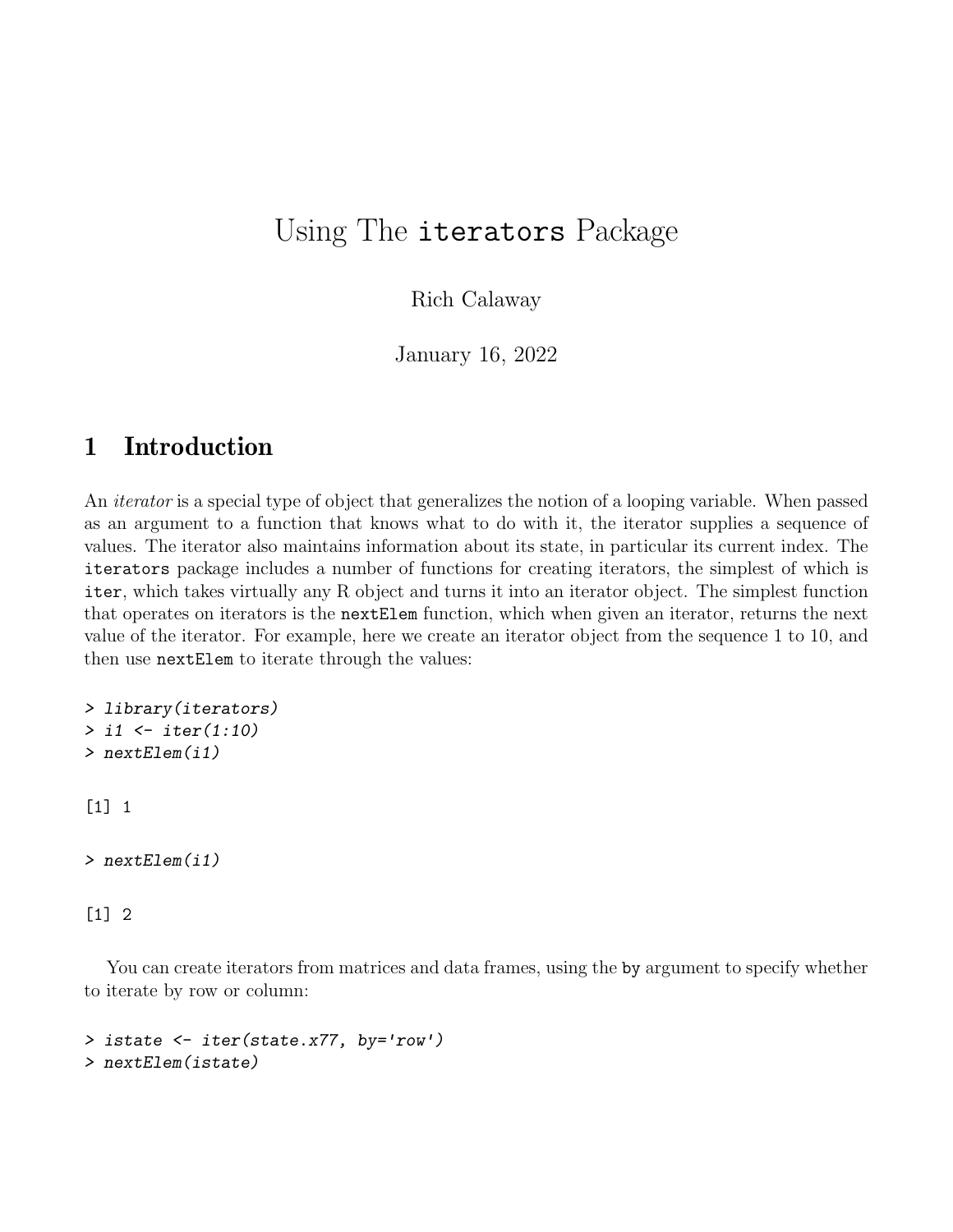# Using The `iterators` Package

Rich Calaway

January 16, 2022

## 1 Introduction

An *iterator* is a special type of object that generalizes the notion of a looping variable. When passed as an argument to a function that knows what to do with it, the iterator supplies a sequence of values. The iterator also maintains information about its state, in particular its current index. The `iterators` package includes a number of functions for creating iterators, the simplest of which is `iter`, which takes virtually any R object and turns it into an iterator object. The simplest function that operates on iterators is the `nextElem` function, which when given an iterator, returns the next value of the iterator. For example, here we create an iterator object from the sequence 1 to 10, and then use `nextElem` to iterate through the values:

```
> library(iterators)
> i1 <- iter(1:10)
> nextElem(i1)
```

```
[1] 1
```

```
> nextElem(i1)
```

```
[1] 2
```

You can create iterators from matrices and data frames, using the `by` argument to specify whether to iterate by row or column:

```
> istate <- iter(state.x77, by='row')
> nextElem(istate)
```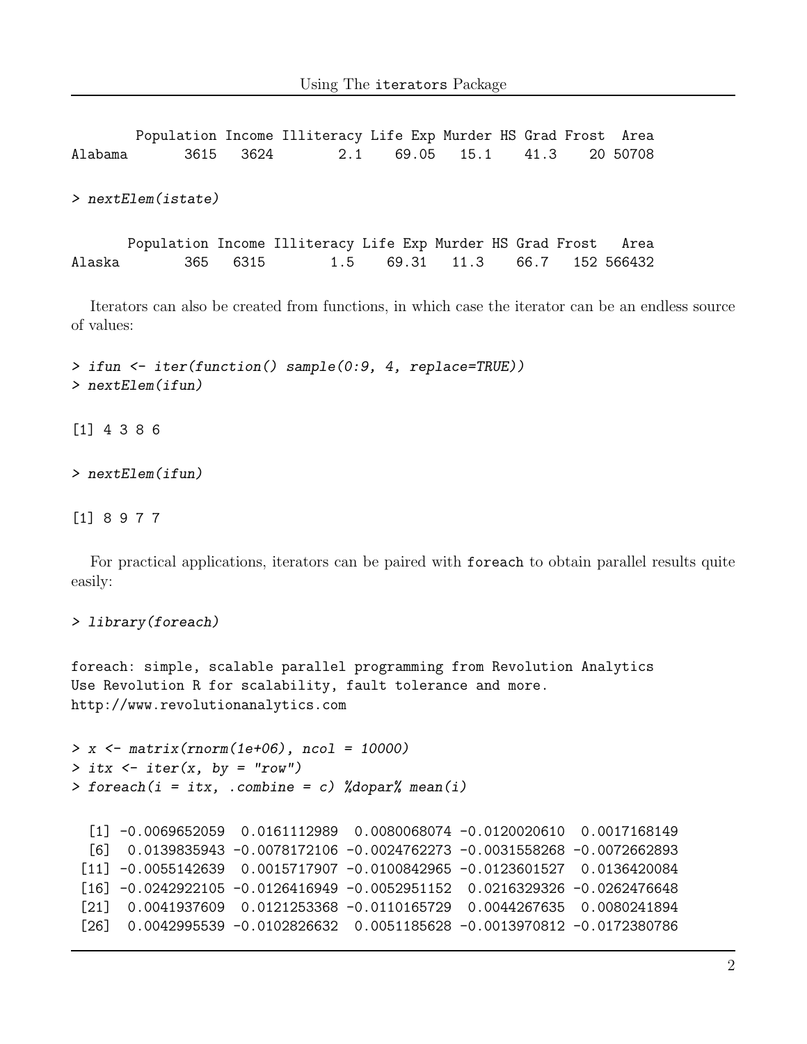```
        Population Income Illiteracy Life Exp Murder HS Grad Frost  Area
Alabama       3615   3624        2.1    69.05   15.1    41.3    20 50708
```

```
> nextElem(istate)
```

```
       Population Income Illiteracy Life Exp Murder HS Grad Frost   Area
Alaska        365   6315        1.5    69.31   11.3    66.7   152 566432
```

Iterators can also be created from functions, in which case the iterator can be an endless source of values:

```
> ifun <- iter(function() sample(0:9, 4, replace=TRUE))
> nextElem(ifun)
```

```
[1] 4 3 8 6
```

```
> nextElem(ifun)
```

```
[1] 8 9 7 7
```

For practical applications, iterators can be paired with `foreach` to obtain parallel results quite easily:

```
> library(foreach)
```

```
foreach: simple, scalable parallel programming from Revolution Analytics
Use Revolution R for scalability, fault tolerance and more.
http://www.revolutionanalytics.com
```

```
> x <- matrix(rnorm(1e+06), ncol = 10000)
> itx <- iter(x, by = "row")
> foreach(i = itx, .combine = c) %dopar% mean(i)
```

```
  [1] -0.0069652059  0.0161112989  0.0080068074 -0.0120020610  0.0017168149
  [6]  0.0139835943 -0.0078172106 -0.0024762273 -0.0031558268 -0.0072662893
 [11] -0.0055142639  0.0015717907 -0.0100842965 -0.0123601527  0.0136420084
 [16] -0.0242922105 -0.0126416949 -0.0052951152  0.0216329326 -0.0262476648
 [21]  0.0041937609  0.0121253368 -0.0110165729  0.0044267635  0.0080241894
 [26]  0.0042995539 -0.0102826632  0.0051185628 -0.0013970812 -0.0172380786
```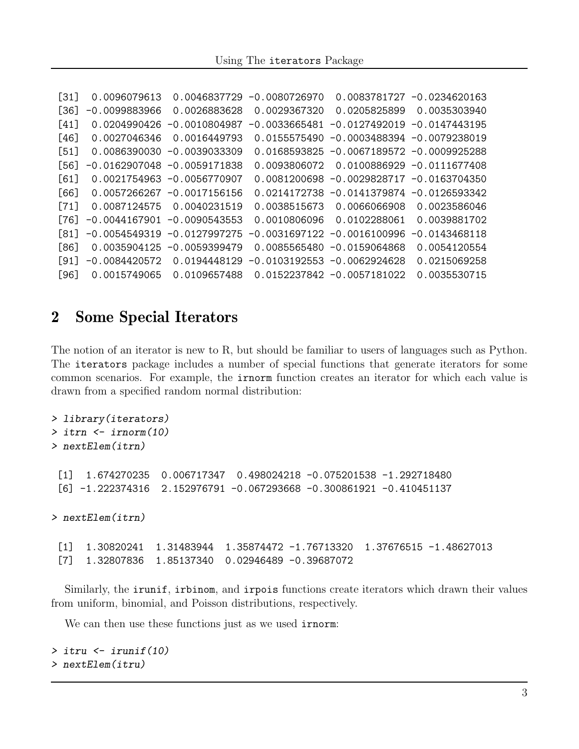```
[31]  0.0096079613  0.0046837729 -0.0080726970  0.0083781727 -0.0234620163
[36] -0.0099883966  0.0026883628  0.0029367320  0.0205825899  0.0035303940
[41]  0.0204990426 -0.0010804987 -0.0033665481 -0.0127492019 -0.0147443195
[46]  0.0027046346  0.0016449793  0.0155575490 -0.0003488394 -0.0079238019
[51]  0.0086390030 -0.0039033309  0.0168593825 -0.0067189572 -0.0009925288
[56] -0.0162907048 -0.0059171838  0.0093806072  0.0100886929 -0.0111677408
[61]  0.0021754963 -0.0056770907  0.0081200698 -0.0029828717 -0.0163704350
[66]  0.0057266267 -0.0017156156  0.0214172738 -0.0141379874 -0.0126593342
[71]  0.0087124575  0.0040231519  0.0038515673  0.0066066908  0.0023586046
[76] -0.0044167901 -0.0090543553  0.0010806096  0.0102288061  0.0039881702
[81] -0.0054549319 -0.0127997275 -0.0031697122 -0.0016100996 -0.0143468118
[86]  0.0035904125 -0.0059399479  0.0085565480 -0.0159064868  0.0054120554
[91] -0.0084420572  0.0194448129 -0.0103192553 -0.0062924628  0.0215069258
[96]  0.0015749065  0.0109657488  0.0152237842 -0.0057181022  0.0035530715
```

## 2 Some Special Iterators

The notion of an iterator is new to R, but should be familiar to users of languages such as Python. The `iterators` package includes a number of special functions that generate iterators for some common scenarios. For example, the `irnorm` function creates an iterator for which each value is drawn from a specified random normal distribution:

```
> library(iterators)
> itrn <- irnorm(10)
> nextElem(itrn)

 [1]  1.674270235  0.006717347  0.498024218 -0.075201538 -1.292718480
 [6] -1.222374316  2.152976791 -0.067293668 -0.300861921 -0.410451137

> nextElem(itrn)

 [1]  1.30820241  1.31483944  1.35874472 -1.76713320  1.37676515 -1.48627013
 [7]  1.32807836  1.85137340  0.02946489 -0.39687072
```

Similarly, the `irunif`, `irbinom`, and `irpois` functions create iterators which drawn their values from uniform, binomial, and Poisson distributions, respectively.

We can then use these functions just as we used `irnorm`:

```
> itru <- irunif(10)
> nextElem(itru)
```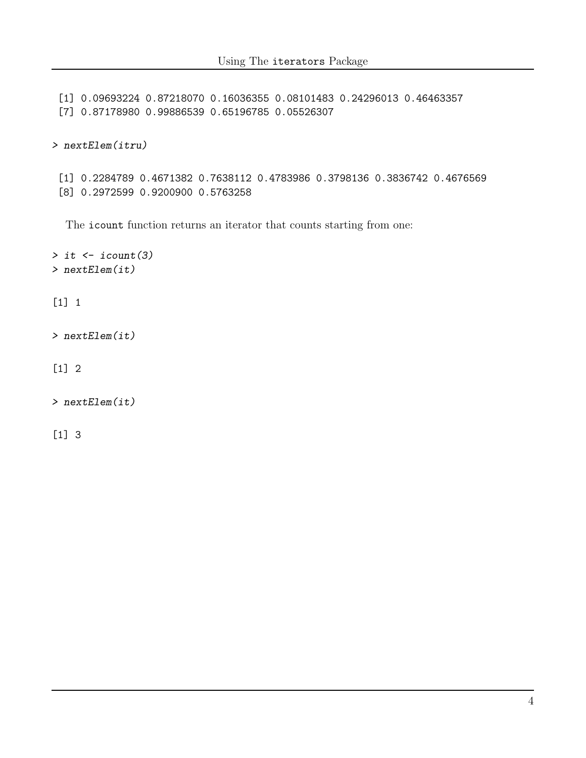```
 [1] 0.09693224 0.87218070 0.16036355 0.08101483 0.24296013 0.46463357
 [7] 0.87178980 0.99886539 0.65196785 0.05526307
```

```
> nextElem(itru)
```

```
 [1] 0.2284789 0.4671382 0.7638112 0.4783986 0.3798136 0.3836742 0.4676569
 [8] 0.2972599 0.9200900 0.5763258
```

The icount function returns an iterator that counts starting from one:

```
> it <- icount(3)
> nextElem(it)
```

```
[1] 1
```

```
> nextElem(it)
```

```
[1] 2
```

```
> nextElem(it)
```

```
[1] 3
```